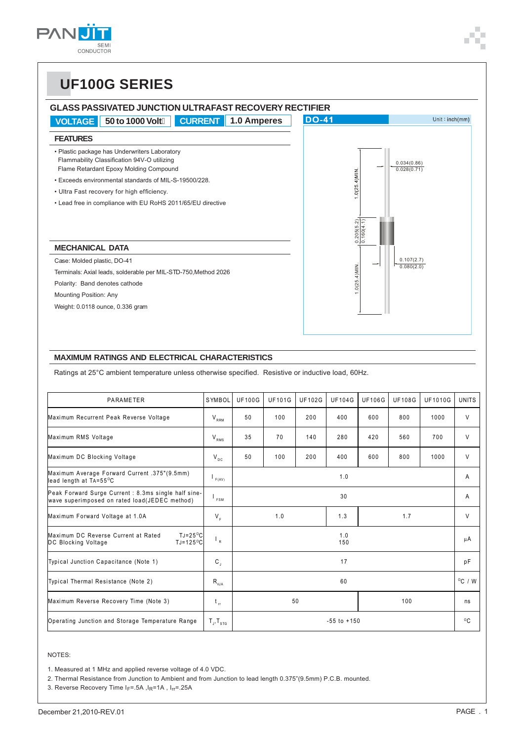# UF100G SERIES

## GLASS PASSIVATED JUNCTION ULTRAFAST RECOVERY RECTIFIER

**VOLTAGE** 50 to 1000 Volts **CURRENT** 1.0 Amperes

### FEATURES

- Plastic package has Underwriters Laboratory Flammability Classification 94V-O utilizing Flame Retardant Epoxy Molding Compound
- Exceeds environmental standards of MIL-S-19500/228.
- Ultra Fast recovery for high efficiency.
- Lead free in compliance with EU RoHS 2011/65/EU directive

**DO-41** Unit : inch(mm)

1.0(25.4)MIN.
0.034(0.86)
0.028(0.71)
0.205(5.2)
0.160(4.1)
0.107(2.7)
0.080(2.0)
1.0(25.4)MIN.

### MECHANICAL DATA

Case: Molded plastic, DO-41

Terminals: Axial leads, solderable per MIL-STD-750,Method 2026

Polarity: Band denotes cathode

Mounting Position: Any

Weight: 0.0118 ounce, 0.336 gram

## MAXIMUM RATINGS AND ELECTRICAL CHARACTERISTICS

Ratings at 25°C ambient temperature unless otherwise specified. Resistive or inductive load, 60Hz.

| PARAMETER | SYMBOL | UF100G | UF101G | UF102G | UF104G | UF106G | UF108G | UF1010G | UNITS |
|---|---|---|---|---|---|---|---|---|---|
| Maximum Recurrent Peak Reverse Voltage | $V_{RRM}$ | 50 | 100 | 200 | 400 | 600 | 800 | 1000 | V |
| Maximum RMS Voltage | $V_{RMS}$ | 35 | 70 | 140 | 280 | 420 | 560 | 700 | V |
| Maximum DC Blocking Voltage | $V_{DC}$ | 50 | 100 | 200 | 400 | 600 | 800 | 1000 | V |
| Maximum Average Forward Current .375"(9.5mm) lead length at TA=55°C | $I_{F(AV)}$ | 1.0 | | | | | | | A |
| Peak Forward Surge Current : 8.3ms single half sine-wave superimposed on rated load(JEDEC method) | $I_{FSM}$ | 30 | | | | | | | A |
| Maximum Forward Voltage at 1.0A | $V_F$ | 1.0 | | | 1.3 | 1.7 | | | V |
| Maximum DC Reverse Current at Rated DC Blocking Voltage TJ=25°C / TJ=125°C | $I_R$ | 1.0 / 150 | | | | | | | μA |
| Typical Junction Capacitance (Note 1) | $C_J$ | 17 | | | | | | | pF |
| Typical Thermal Resistance (Note 2) | $R_{θJA}$ | 60 | | | | | | | °C / W |
| Maximum Reverse Recovery Time (Note 3) | $t_{rr}$ | 50 | | | | 100 | | | ns |
| Operating Junction and Storage Temperature Range | $T_J, T_{STG}$ | -55 to +150 | | | | | | | °C |

NOTES:

1. Measured at 1 MHz and applied reverse voltage of 4.0 VDC.
2. Thermal Resistance from Junction to Ambient and from Junction to lead length 0.375"(9.5mm) P.C.B. mounted.
3. Reverse Recovery Time $I_F$=.5A ,$I_R$=1A , $I_{rr}$=.25A

December 21,2010-REV.01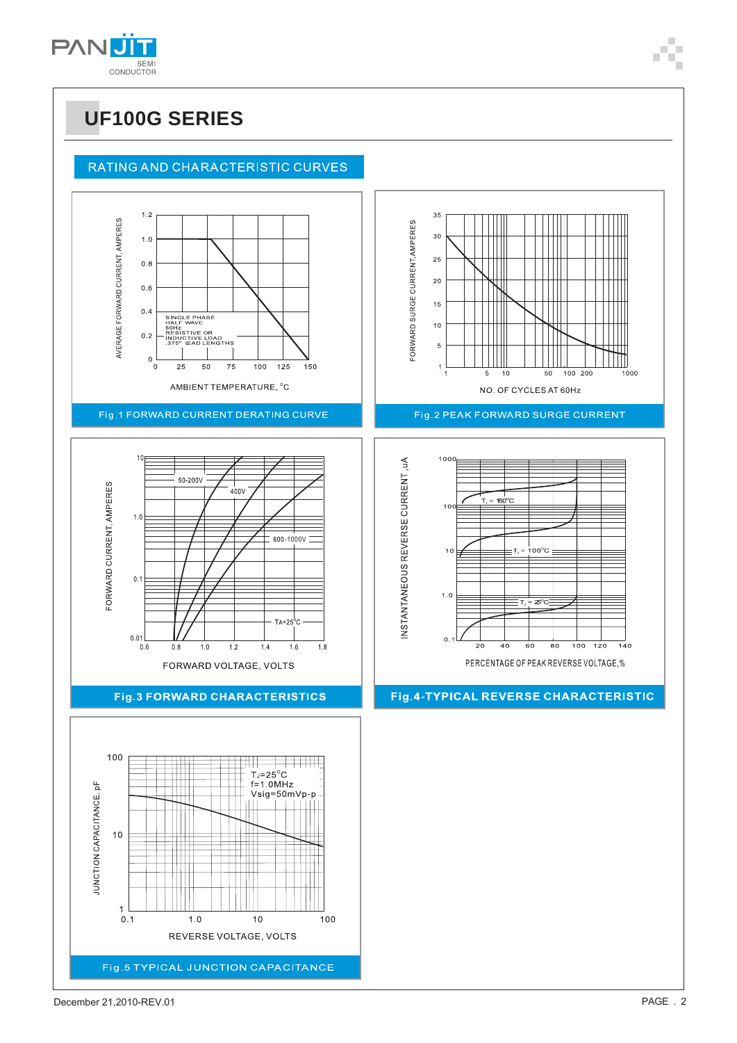# UF100G SERIES

## RATING AND CHARACTERISTIC CURVES

AVERAGE FORWARD CURRENT, AMPERES

1.2
1.0
0.8
0.6
0.4
0.2
0

0 25 50 75 100 125 150

SINGLE PHASE
HALF WAVE
60Hz
RESISTIVE OR
INDUCTIVE LOAD
.375" LEAD LENGTHS

AMBIENT TEMPERATURE, °C

Fig.1 FORWARD CURRENT DERATING CURVE

FORWARD SURGE CURRENT, AMPERES

35
30
25
20
15
10
5
1

1 5 10 50 100 200 1000

NO. OF CYCLES AT 60Hz

Fig.2 PEAK FORWARD SURGE CURRENT

FORWARD CURRENT, AMPERES

10
1.0
0.1
0.01

0.6 0.8 1.0 1.2 1.4 1.6 1.8

50-200V
400V
600-1000V
TA=25°C

FORWARD VOLTAGE, VOLTS

**Fig.3 FORWARD CHARACTERISTICS**

INSTANTANEOUS REVERSE CURRENT, uA

1000
100
10
1.0
0.1

20 40 60 80 100 120 140

$T_J$ = 150°C
$T_J$ = 100°C
$T_J$ = 25°C

PERCENTAGE OF PEAK REVERSE VOLTAGE,%

**Fig.4-TYPICAL REVERSE CHARACTERISTIC**

JUNCTION CAPACITANCE, pF

100
10
1

0.1 1.0 10 100

$T_J$=25°C
f=1.0MHz
Vsig=50mVp-p

REVERSE VOLTAGE, VOLTS

Fig.5 TYPICAL JUNCTION CAPACITANCE

December 21,2010-REV.01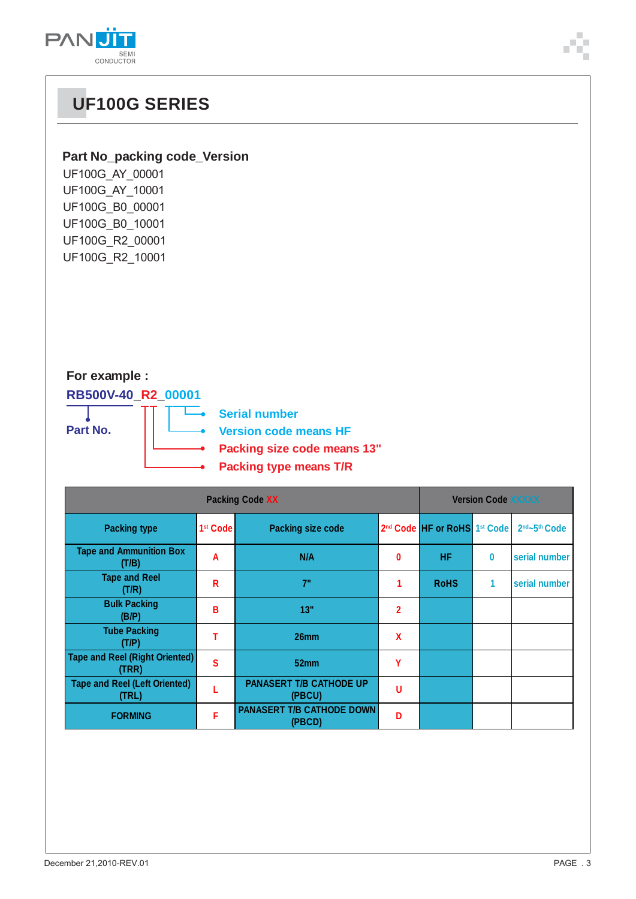# UF100G SERIES

**Part No_packing code_Version**

UF100G_AY_00001
UF100G_AY_10001
UF100G_B0_00001
UF100G_B0_10001
UF100G_R2_00001
UF100G_R2_10001

**For example :**

**RB500V-40_R2_00001**

- **Part No.**: RB500V-40
- **Serial number**
- **Version code means HF**
- **Packing size code means 13"**
- **Packing type means T/R**

| Packing Code XX | | | | Version Code XXXXX | | |
|---|---|---|---|---|---|---|
| Packing type | 1st Code | Packing size code | 2nd Code | HF or RoHS | 1st Code | 2nd~5th Code |
| Tape and Ammunition Box (T/B) | A | N/A | 0 | HF | 0 | serial number |
| Tape and Reel (T/R) | R | 7" | 1 | RoHS | 1 | serial number |
| Bulk Packing (B/P) | B | 13" | 2 | | | |
| Tube Packing (T/P) | T | 26mm | X | | | |
| Tape and Reel (Right Oriented) (TRR) | S | 52mm | Y | | | |
| Tape and Reel (Left Oriented) (TRL) | L | PANASERT T/B CATHODE UP (PBCU) | U | | | |
| FORMING | F | PANASERT T/B CATHODE DOWN (PBCD) | D | | | |

December 21,2010-REV.01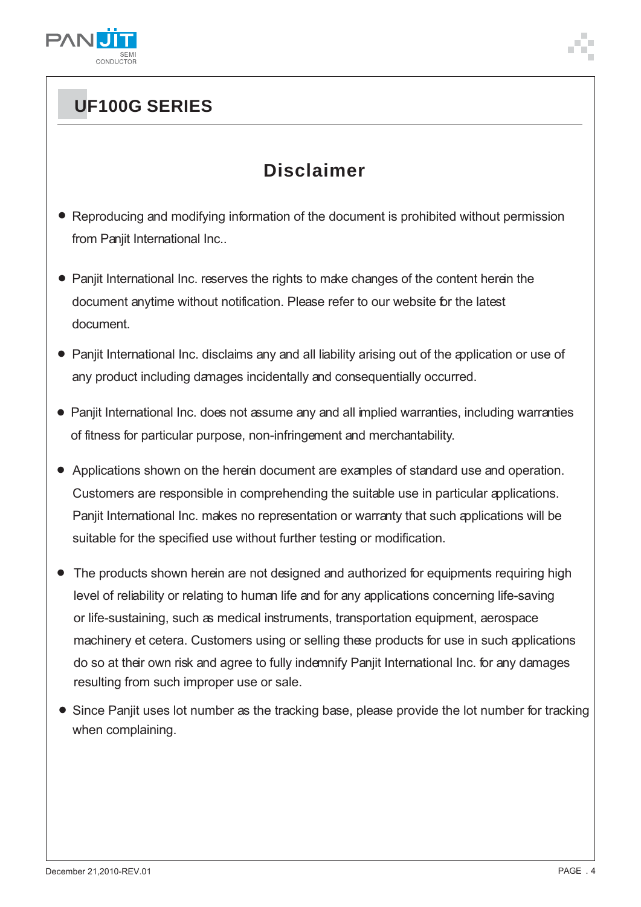## UF100G SERIES

# Disclaimer

- Reproducing and modifying information of the document is prohibited without permission from Panjit International Inc..
- Panjit International Inc. reserves the rights to make changes of the content herein the document anytime without notification. Please refer to our website for the latest document.
- Panjit International Inc. disclaims any and all liability arising out of the application or use of any product including damages incidentally and consequentially occurred.
- Panjit International Inc. does not assume any and all implied warranties, including warranties of fitness for particular purpose, non-infringement and merchantability.
- Applications shown on the herein document are examples of standard use and operation. Customers are responsible in comprehending the suitable use in particular applications. Panjit International Inc. makes no representation or warranty that such applications will be suitable for the specified use without further testing or modification.
- The products shown herein are not designed and authorized for equipments requiring high level of reliability or relating to human life and for any applications concerning life-saving or life-sustaining, such as medical instruments, transportation equipment, aerospace machinery et cetera. Customers using or selling these products for use in such applications do so at their own risk and agree to fully indemnify Panjit International Inc. for any damages resulting from such improper use or sale.
- Since Panjit uses lot number as the tracking base, please provide the lot number for tracking when complaining.

December 21,2010-REV.01